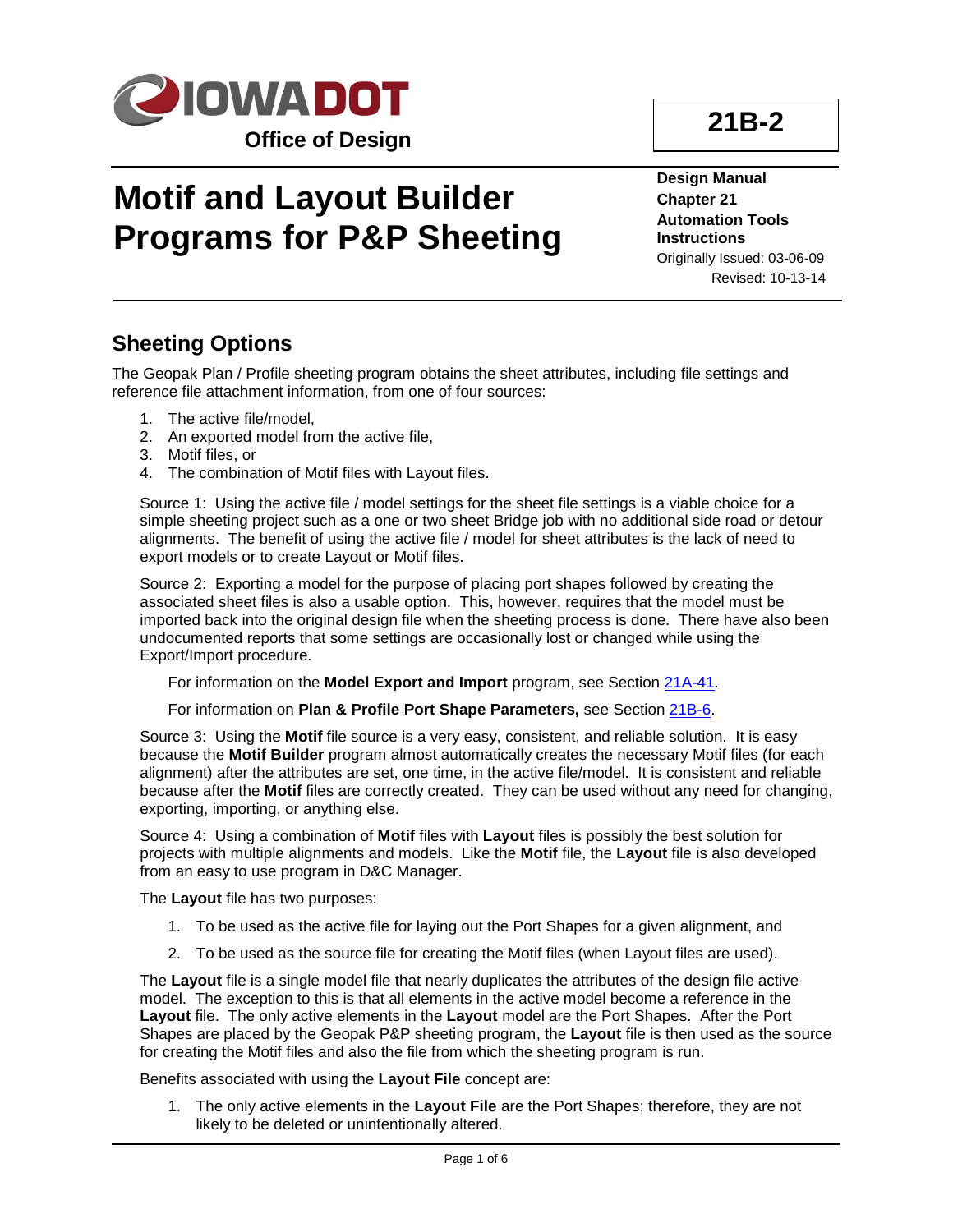**IOWA DOT**

**Office of Design**

# 21B-2

# Motif and Layout Builder Programs for P&P Sheeting

**Design Manual**
**Chapter 21**
**Automation Tools**
**Instructions**
Originally Issued: 03-06-09
Revised: 10-13-14

## Sheeting Options

The Geopak Plan / Profile sheeting program obtains the sheet attributes, including file settings and reference file attachment information, from one of four sources:

1. The active file/model,
2. An exported model from the active file,
3. Motif files, or
4. The combination of Motif files with Layout files.

Source 1: Using the active file / model settings for the sheet file settings is a viable choice for a simple sheeting project such as a one or two sheet Bridge job with no additional side road or detour alignments. The benefit of using the active file / model for sheet attributes is the lack of need to export models or to create Layout or Motif files.

Source 2: Exporting a model for the purpose of placing port shapes followed by creating the associated sheet files is also a usable option. This, however, requires that the model must be imported back into the original design file when the sheeting process is done. There have also been undocumented reports that some settings are occasionally lost or changed while using the Export/Import procedure.

For information on the **Model Export and Import** program, see Section 21A-41.

For information on **Plan & Profile Port Shape Parameters,** see Section 21B-6.

Source 3: Using the **Motif** file source is a very easy, consistent, and reliable solution. It is easy because the **Motif Builder** program almost automatically creates the necessary Motif files (for each alignment) after the attributes are set, one time, in the active file/model. It is consistent and reliable because after the **Motif** files are correctly created. They can be used without any need for changing, exporting, importing, or anything else.

Source 4: Using a combination of **Motif** files with **Layout** files is possibly the best solution for projects with multiple alignments and models. Like the **Motif** file, the **Layout** file is also developed from an easy to use program in D&C Manager.

The **Layout** file has two purposes:

1. To be used as the active file for laying out the Port Shapes for a given alignment, and
2. To be used as the source file for creating the Motif files (when Layout files are used).

The **Layout** file is a single model file that nearly duplicates the attributes of the design file active model. The exception to this is that all elements in the active model become a reference in the **Layout** file. The only active elements in the **Layout** model are the Port Shapes. After the Port Shapes are placed by the Geopak P&P sheeting program, the **Layout** file is then used as the source for creating the Motif files and also the file from which the sheeting program is run.

Benefits associated with using the **Layout File** concept are:

1. The only active elements in the **Layout File** are the Port Shapes; therefore, they are not likely to be deleted or unintentionally altered.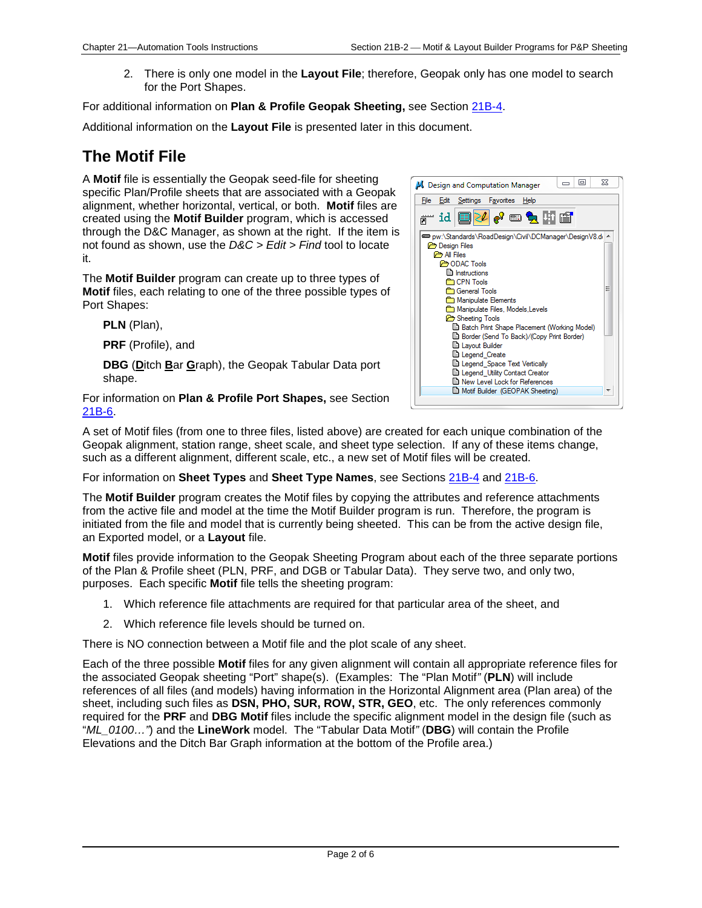2. There is only one model in the **Layout File**; therefore, Geopak only has one model to search for the Port Shapes.

For additional information on **Plan & Profile Geopak Sheeting,** see Section 21B-4.

Additional information on the **Layout File** is presented later in this document.

## The Motif File

A **Motif** file is essentially the Geopak seed-file for sheeting specific Plan/Profile sheets that are associated with a Geopak alignment, whether horizontal, vertical, or both. **Motif** files are created using the **Motif Builder** program, which is accessed through the D&C Manager, as shown at the right. If the item is not found as shown, use the *D&C > Edit > Find* tool to locate it.

The **Motif Builder** program can create up to three types of **Motif** files, each relating to one of the three possible types of Port Shapes:

**PLN** (Plan),

**PRF** (Profile), and

**DBG** (**D**itch **B**ar **G**raph), the Geopak Tabular Data port shape.

For information on **Plan & Profile Port Shapes,** see Section 21B-6.

A set of Motif files (from one to three files, listed above) are created for each unique combination of the Geopak alignment, station range, sheet scale, and sheet type selection. If any of these items change, such as a different alignment, different scale, etc., a new set of Motif files will be created.

For information on **Sheet Types** and **Sheet Type Names**, see Sections 21B-4 and 21B-6.

The **Motif Builder** program creates the Motif files by copying the attributes and reference attachments from the active file and model at the time the Motif Builder program is run. Therefore, the program is initiated from the file and model that is currently being sheeted. This can be from the active design file, an Exported model, or a **Layout** file.

**Motif** files provide information to the Geopak Sheeting Program about each of the three separate portions of the Plan & Profile sheet (PLN, PRF, and DGB or Tabular Data). They serve two, and only two, purposes. Each specific **Motif** file tells the sheeting program:

1. Which reference file attachments are required for that particular area of the sheet, and
2. Which reference file levels should be turned on.

There is NO connection between a Motif file and the plot scale of any sheet.

Each of the three possible **Motif** files for any given alignment will contain all appropriate reference files for the associated Geopak sheeting "Port" shape(s). (Examples: The "Plan Motif*"* (**PLN**) will include references of all files (and models) having information in the Horizontal Alignment area (Plan area) of the sheet, including such files as **DSN, PHO, SUR, ROW, STR, GEO**, etc. The only references commonly required for the **PRF** and **DBG Motif** files include the specific alignment model in the design file (such as "*ML_0100…"*) and the **LineWork** model. The "Tabular Data Motif*"* (**DBG**) will contain the Profile Elevations and the Ditch Bar Graph information at the bottom of the Profile area.)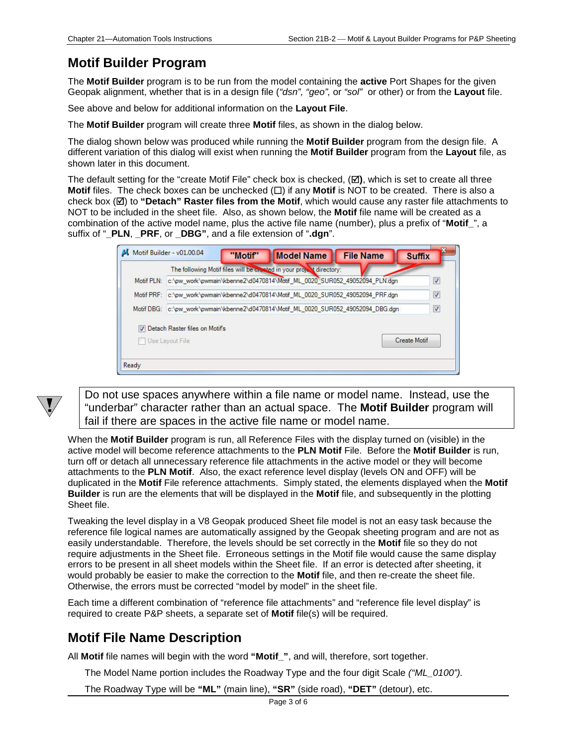## Motif Builder Program

The **Motif Builder** program is to be run from the model containing the **active** Port Shapes for the given Geopak alignment, whether that is in a design file (*"dsn", "geo",* or *"sol"* or other) or from the **Layout** file.

See above and below for additional information on the **Layout File**.

The **Motif Builder** program will create three **Motif** files, as shown in the dialog below.

The dialog shown below was produced while running the **Motif Builder** program from the design file. A different variation of this dialog will exist when running the **Motif Builder** program from the **Layout** file, as shown later in this document.

The default setting for the "create Motif File" check box is checked, (☑**)**, which is set to create all three **Motif** files. The check boxes can be unchecked (☐) if any **Motif** is NOT to be created. There is also a check box (☑) to **"Detach" Raster files from the Motif**, which would cause any raster file attachments to NOT to be included in the sheet file. Also, as shown below, the **Motif** file name will be created as a combination of the active model name, plus the active file name (number), plus a prefix of "**Motif_**", a suffix of "**_PLN**, **_PRF**, or **_DBG"**, and a file extension of "**.dgn**".

Motif Builder - v01.00.04

"Motif" | Model Name | File Name | Suffix

The following Motif files will be created in your project directory:

Motif PLN: c:\pw_work\pwmain\kbenne2\d0470814\Motif_ML_0020_SUR052_49052094_PLN.dgn ☑

Motif PRF: c:\pw_work\pwmain\kbenne2\d0470814\Motif_ML_0020_SUR052_49052094_PRF.dgn ☑

Motif DBG: c:\pw_work\pwmain\kbenne2\d0470814\Motif_ML_0020_SUR052_49052094_DBG.dgn ☑

☑ Detach Raster files on Motifs

☐ Use Layout File

Create Motif

Ready

> Do not use spaces anywhere within a file name or model name. Instead, use the "underbar" character rather than an actual space. The **Motif Builder** program will fail if there are spaces in the active file name or model name.

When the **Motif Builder** program is run, all Reference Files with the display turned on (visible) in the active model will become reference attachments to the **PLN Motif** File. Before the **Motif Builder** is run, turn off or detach all unnecessary reference file attachments in the active model or they will become attachments to the **PLN Motif**. Also, the exact reference level display (levels ON and OFF) will be duplicated in the **Motif** File reference attachments. Simply stated, the elements displayed when the **Motif Builder** is run are the elements that will be displayed in the **Motif** file, and subsequently in the plotting Sheet file.

Tweaking the level display in a V8 Geopak produced Sheet file model is not an easy task because the reference file logical names are automatically assigned by the Geopak sheeting program and are not as easily understandable. Therefore, the levels should be set correctly in the **Motif** file so they do not require adjustments in the Sheet file. Erroneous settings in the Motif file would cause the same display errors to be present in all sheet models within the Sheet file. If an error is detected after sheeting, it would probably be easier to make the correction to the **Motif** file, and then re-create the sheet file. Otherwise, the errors must be corrected "model by model" in the sheet file.

Each time a different combination of "reference file attachments" and "reference file level display" is required to create P&P sheets, a separate set of **Motif** file(s) will be required.

## Motif File Name Description

All **Motif** file names will begin with the word **"Motif_"**, and will, therefore, sort together.

The Model Name portion includes the Roadway Type and the four digit Scale *("ML_0100").*

The Roadway Type will be **"ML"** (main line), **"SR"** (side road), **"DET"** (detour), etc.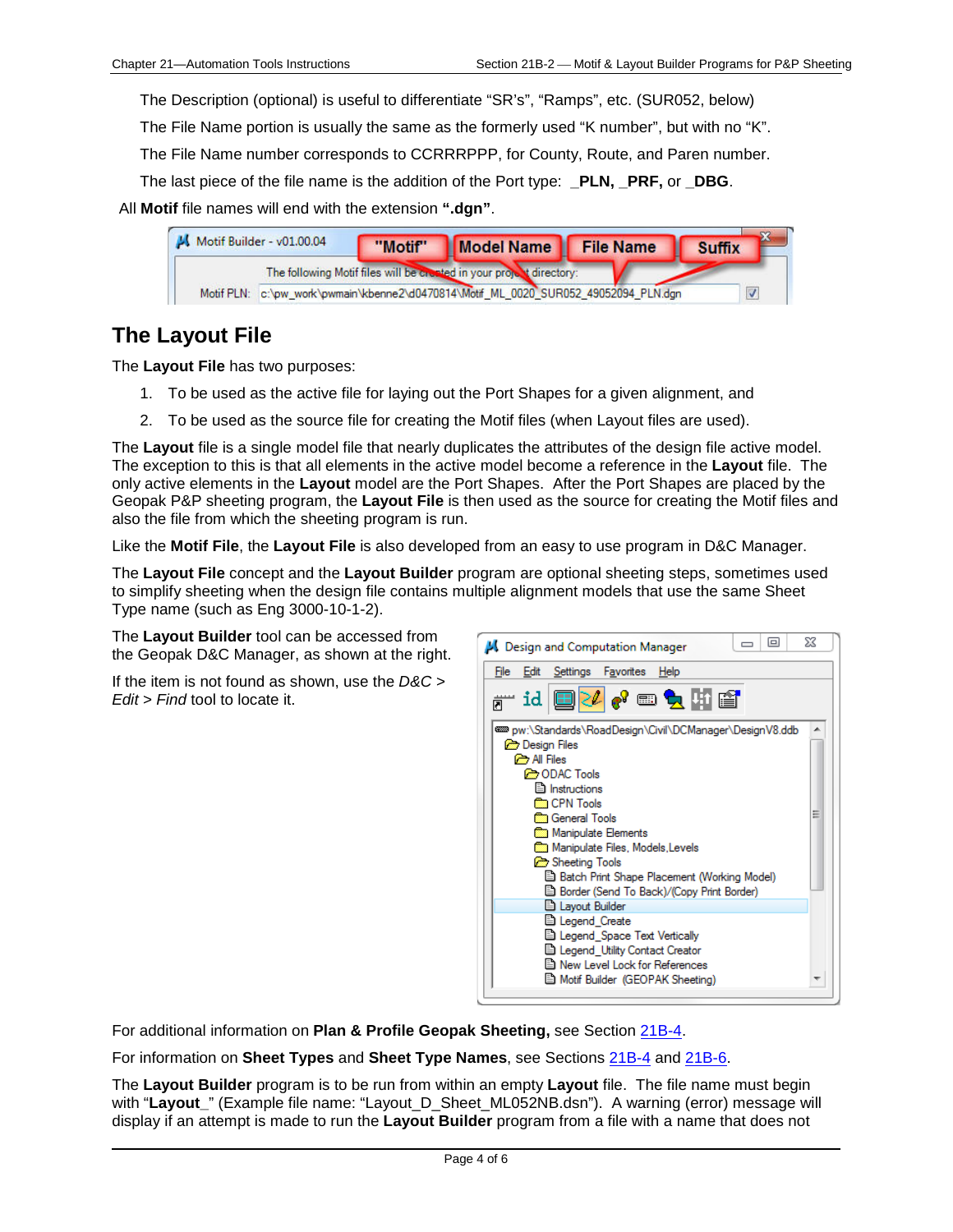The Description (optional) is useful to differentiate “SR’s”, “Ramps”, etc. (SUR052, below)

The File Name portion is usually the same as the formerly used “K number”, but with no “K”.

The File Name number corresponds to CCRRRPPP, for County, Route, and Paren number.

The last piece of the file name is the addition of the Port type: **_PLN, _PRF,** or **_DBG**.

All **Motif** file names will end with the extension **“.dgn”**.

## The Layout File

The **Layout File** has two purposes:

1. To be used as the active file for laying out the Port Shapes for a given alignment, and
2. To be used as the source file for creating the Motif files (when Layout files are used).

The **Layout** file is a single model file that nearly duplicates the attributes of the design file active model. The exception to this is that all elements in the active model become a reference in the **Layout** file. The only active elements in the **Layout** model are the Port Shapes. After the Port Shapes are placed by the Geopak P&P sheeting program, the **Layout File** is then used as the source for creating the Motif files and also the file from which the sheeting program is run.

Like the **Motif File**, the **Layout File** is also developed from an easy to use program in D&C Manager.

The **Layout File** concept and the **Layout Builder** program are optional sheeting steps, sometimes used to simplify sheeting when the design file contains multiple alignment models that use the same Sheet Type name (such as Eng 3000-10-1-2).

The **Layout Builder** tool can be accessed from the Geopak D&C Manager, as shown at the right.

If the item is not found as shown, use the *D&C > Edit > Find* tool to locate it.

For additional information on **Plan & Profile Geopak Sheeting,** see Section 21B-4.

For information on **Sheet Types** and **Sheet Type Names**, see Sections 21B-4 and 21B-6.

The **Layout Builder** program is to be run from within an empty **Layout** file. The file name must begin with “**Layout**_” (Example file name: “Layout_D_Sheet_ML052NB.dsn”). A warning (error) message will display if an attempt is made to run the **Layout Builder** program from a file with a name that does not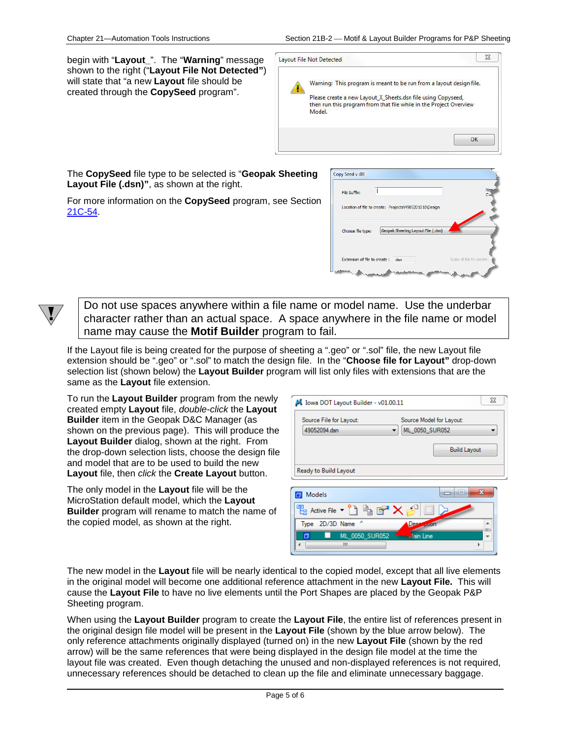begin with "**Layout_**". The "**Warning**" message shown to the right ("**Layout File Not Detected**") will state that "a new **Layout** file should be created through the **CopySeed** program".

The **CopySeed** file type to be selected is "**Geopak Sheeting Layout File (.dsn)**", as shown at the right.

For more information on the **CopySeed** program, see Section 21C-54.

> Do not use spaces anywhere within a file name or model name. Use the underbar character rather than an actual space. A space anywhere in the file name or model name may cause the **Motif Builder** program to fail.

If the Layout file is being created for the purpose of sheeting a ".geo" or ".sol" file, the new Layout file extension should be ".geo" or ".sol" to match the design file. In the "**Choose file for Layout**" drop-down selection list (shown below) the **Layout Builder** program will list only files with extensions that are the same as the **Layout** file extension.

To run the **Layout Builder** program from the newly created empty **Layout** file, *double-click* the **Layout Builder** item in the Geopak D&C Manager (as shown on the previous page). This will produce the **Layout Builder** dialog, shown at the right. From the drop-down selection lists, choose the design file and model that are to be used to build the new **Layout** file, then *click* the **Create Layout** button.

The only model in the **Layout** file will be the MicroStation default model, which the **Layout Builder** program will rename to match the name of the copied model, as shown at the right.

The new model in the **Layout** file will be nearly identical to the copied model, except that all live elements in the original model will become one additional reference attachment in the new **Layout File.** This will cause the **Layout File** to have no live elements until the Port Shapes are placed by the Geopak P&P Sheeting program.

When using the **Layout Builder** program to create the **Layout File**, the entire list of references present in the original design file model will be present in the **Layout File** (shown by the blue arrow below). The only reference attachments originally displayed (turned on) in the new **Layout File** (shown by the red arrow) will be the same references that were being displayed in the design file model at the time the layout file was created. Even though detaching the unused and non-displayed references is not required, unnecessary references should be detached to clean up the file and eliminate unnecessary baggage.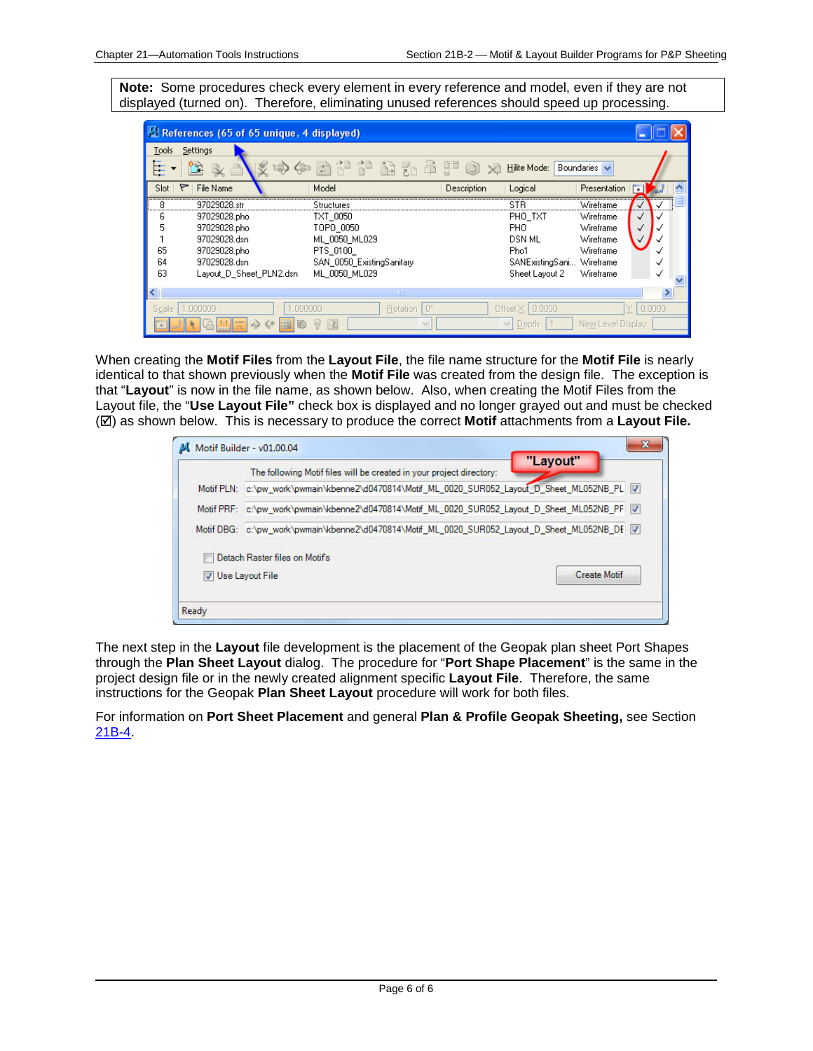**Note:** Some procedures check every element in every reference and model, even if they are not displayed (turned on). Therefore, eliminating unused references should speed up processing.

When creating the **Motif Files** from the **Layout File**, the file name structure for the **Motif File** is nearly identical to that shown previously when the **Motif File** was created from the design file. The exception is that "**Layout**" is now in the file name, as shown below. Also, when creating the Motif Files from the Layout file, the "**Use Layout File"** check box is displayed and no longer grayed out and must be checked (☑) as shown below. This is necessary to produce the correct **Motif** attachments from a **Layout File.**

The next step in the **Layout** file development is the placement of the Geopak plan sheet Port Shapes through the **Plan Sheet Layout** dialog. The procedure for "**Port Shape Placement**" is the same in the project design file or in the newly created alignment specific **Layout File**. Therefore, the same instructions for the Geopak **Plan Sheet Layout** procedure will work for both files.

For information on **Port Sheet Placement** and general **Plan & Profile Geopak Sheeting,** see Section 21B-4.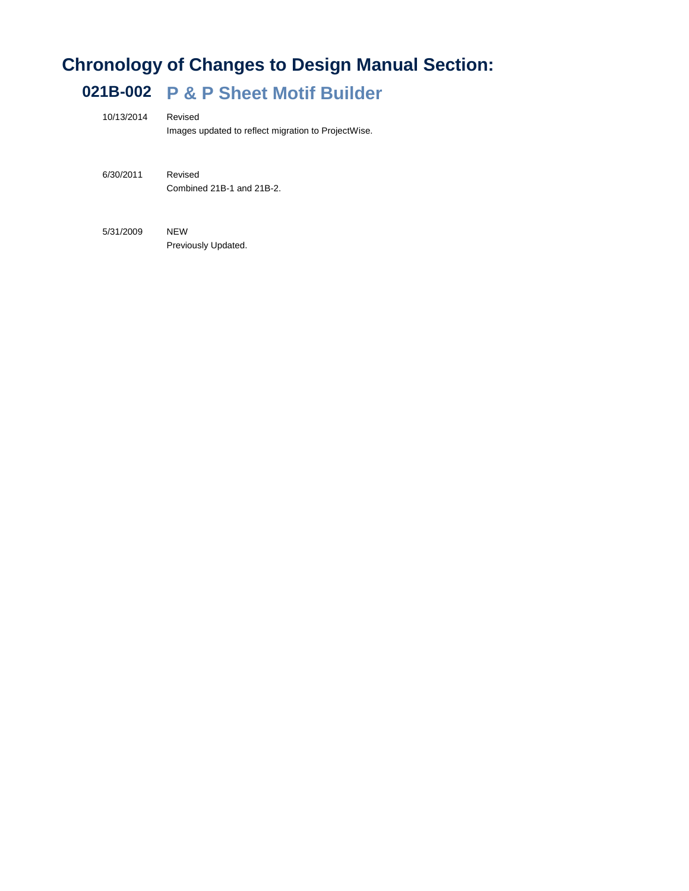# Chronology of Changes to Design Manual Section:

## 021B-002 P & P Sheet Motif Builder

| | |
|---|---|
| 10/13/2014 | Revised<br>Images updated to reflect migration to ProjectWise. |
| 6/30/2011 | Revised<br>Combined 21B-1 and 21B-2. |
| 5/31/2009 | NEW<br>Previously Updated. |